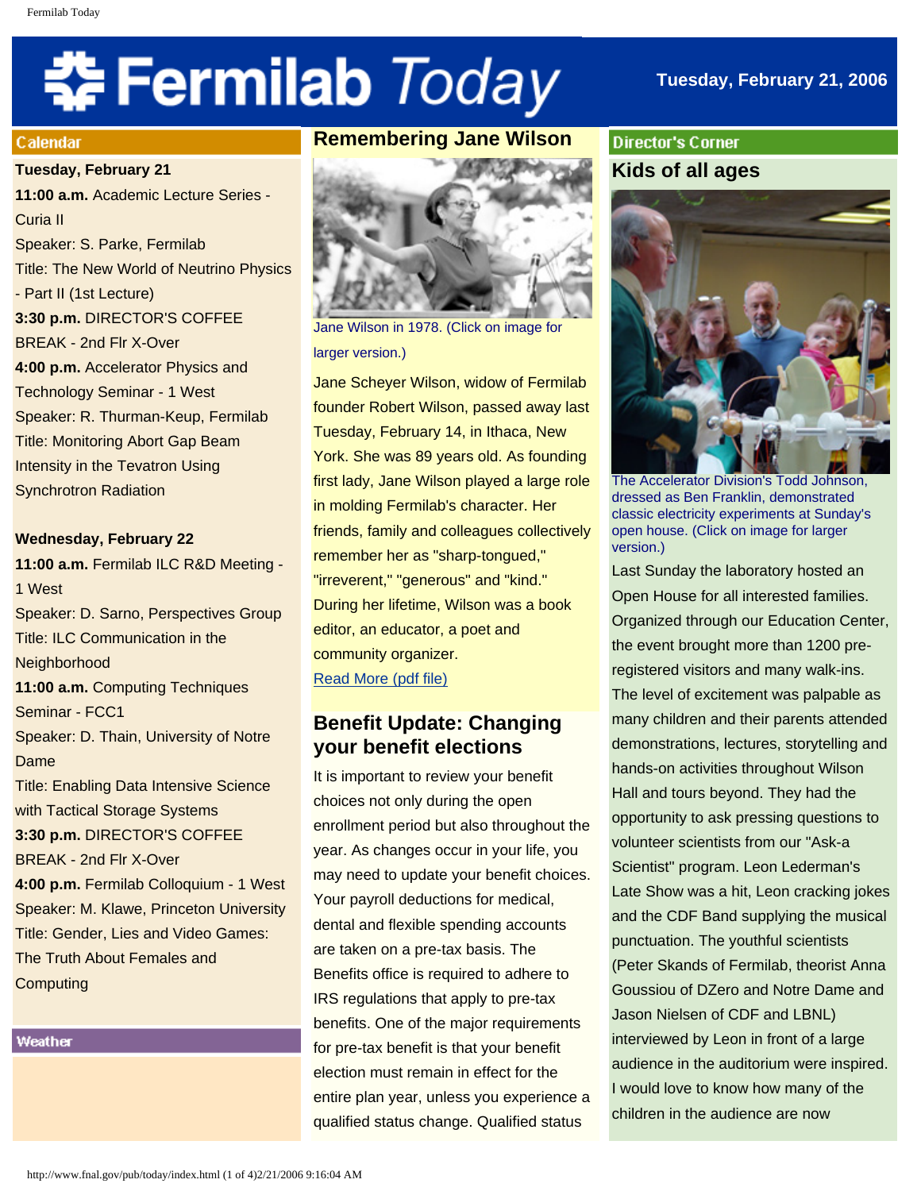# Fermilab Today

**Tuesday, February 21, 2006**

## Calendar

**Tuesday, February 21**

**11:00 a.m.** Academic Lecture Series - Curia II
Speaker: S. Parke, Fermilab
Title: The New World of Neutrino Physics - Part II (1st Lecture)

**3:30 p.m.** DIRECTOR'S COFFEE BREAK - 2nd Flr X-Over

**4:00 p.m.** Accelerator Physics and Technology Seminar - 1 West
Speaker: R. Thurman-Keup, Fermilab
Title: Monitoring Abort Gap Beam Intensity in the Tevatron Using Synchrotron Radiation

**Wednesday, February 22**

**11:00 a.m.** Fermilab ILC R&D Meeting - 1 West
Speaker: D. Sarno, Perspectives Group
Title: ILC Communication in the Neighborhood

**11:00 a.m.** Computing Techniques Seminar - FCC1
Speaker: D. Thain, University of Notre Dame
Title: Enabling Data Intensive Science with Tactical Storage Systems

**3:30 p.m.** DIRECTOR'S COFFEE BREAK - 2nd Flr X-Over

**4:00 p.m.** Fermilab Colloquium - 1 West
Speaker: M. Klawe, Princeton University
Title: Gender, Lies and Video Games: The Truth About Females and Computing

## Weather

## Remembering Jane Wilson

Jane Wilson in 1978. (Click on image for larger version.)

Jane Scheyer Wilson, widow of Fermilab founder Robert Wilson, passed away last Tuesday, February 14, in Ithaca, New York. She was 89 years old. As founding first lady, Jane Wilson played a large role in molding Fermilab's character. Her friends, family and colleagues collectively remember her as "sharp-tongued," "irreverent," "generous" and "kind." During her lifetime, Wilson was a book editor, an educator, a poet and community organizer.

Read More (pdf file)

## Benefit Update: Changing your benefit elections

It is important to review your benefit choices not only during the open enrollment period but also throughout the year. As changes occur in your life, you may need to update your benefit choices. Your payroll deductions for medical, dental and flexible spending accounts are taken on a pre-tax basis. The Benefits office is required to adhere to IRS regulations that apply to pre-tax benefits. One of the major requirements for pre-tax benefit is that your benefit election must remain in effect for the entire plan year, unless you experience a qualified status change. Qualified status

## Director's Corner

### Kids of all ages

The Accelerator Division's Todd Johnson, dressed as Ben Franklin, demonstrated classic electricity experiments at Sunday's open house. (Click on image for larger version.)

Last Sunday the laboratory hosted an Open House for all interested families. Organized through our Education Center, the event brought more than 1200 pre-registered visitors and many walk-ins. The level of excitement was palpable as many children and their parents attended demonstrations, lectures, storytelling and hands-on activities throughout Wilson Hall and tours beyond. They had the opportunity to ask pressing questions to volunteer scientists from our "Ask-a Scientist" program. Leon Lederman's Late Show was a hit, Leon cracking jokes and the CDF Band supplying the musical punctuation. The youthful scientists (Peter Skands of Fermilab, theorist Anna Goussiou of DZero and Notre Dame and Jason Nielsen of CDF and LBNL) interviewed by Leon in front of a large audience in the auditorium were inspired. I would love to know how many of the children in the audience are now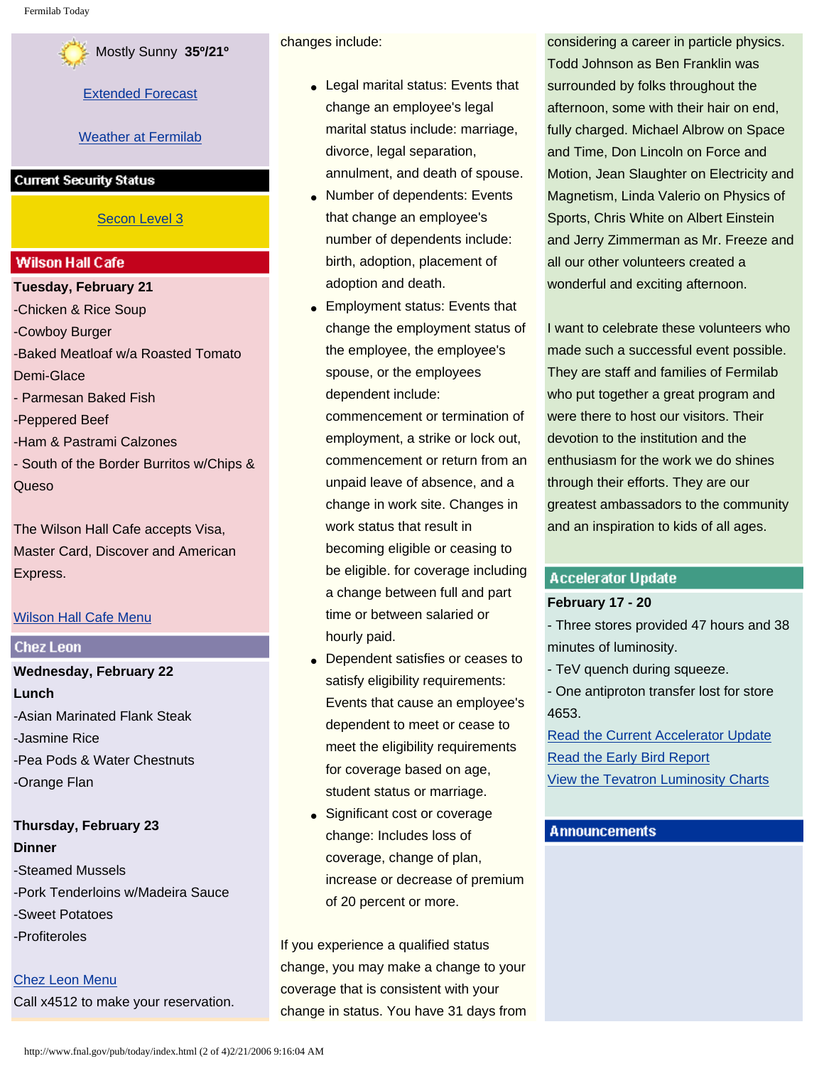Mostly Sunny 35º/21º

Extended Forecast

Weather at Fermilab

## Current Security Status

Secon Level 3

## Wilson Hall Cafe

**Tuesday, February 21**

-Chicken & Rice Soup
-Cowboy Burger
-Baked Meatloaf w/a Roasted Tomato Demi-Glace
- Parmesan Baked Fish
-Peppered Beef
-Ham & Pastrami Calzones
- South of the Border Burritos w/Chips & Queso

The Wilson Hall Cafe accepts Visa, Master Card, Discover and American Express.

Wilson Hall Cafe Menu

## Chez Leon

**Wednesday, February 22**
**Lunch**

-Asian Marinated Flank Steak
-Jasmine Rice
-Pea Pods & Water Chestnuts
-Orange Flan

**Thursday, February 23**
**Dinner**

-Steamed Mussels
-Pork Tenderloins w/Madeira Sauce
-Sweet Potatoes
-Profiteroles

Chez Leon Menu
Call x4512 to make your reservation.

changes include:

- Legal marital status: Events that change an employee's legal marital status include: marriage, divorce, legal separation, annulment, and death of spouse.
- Number of dependents: Events that change an employee's number of dependents include: birth, adoption, placement of adoption and death.
- Employment status: Events that change the employment status of the employee, the employee's spouse, or the employees dependent include: commencement or termination of employment, a strike or lock out, commencement or return from an unpaid leave of absence, and a change in work site. Changes in work status that result in becoming eligible or ceasing to be eligible. for coverage including a change between full and part time or between salaried or hourly paid.
- Dependent satisfies or ceases to satisfy eligibility requirements: Events that cause an employee's dependent to meet or cease to meet the eligibility requirements for coverage based on age, student status or marriage.
- Significant cost or coverage change: Includes loss of coverage, change of plan, increase or decrease of premium of 20 percent or more.

If you experience a qualified status change, you may make a change to your coverage that is consistent with your change in status. You have 31 days from

considering a career in particle physics. Todd Johnson as Ben Franklin was surrounded by folks throughout the afternoon, some with their hair on end, fully charged. Michael Albrow on Space and Time, Don Lincoln on Force and Motion, Jean Slaughter on Electricity and Magnetism, Linda Valerio on Physics of Sports, Chris White on Albert Einstein and Jerry Zimmerman as Mr. Freeze and all our other volunteers created a wonderful and exciting afternoon.

I want to celebrate these volunteers who made such a successful event possible. They are staff and families of Fermilab who put together a great program and were there to host our visitors. Their devotion to the institution and the enthusiasm for the work we do shines through their efforts. They are our greatest ambassadors to the community and an inspiration to kids of all ages.

## Accelerator Update

**February 17 - 20**

- Three stores provided 47 hours and 38 minutes of luminosity.
- TeV quench during squeeze.
- One antiproton transfer lost for store 4653.

Read the Current Accelerator Update
Read the Early Bird Report
View the Tevatron Luminosity Charts

## Announcements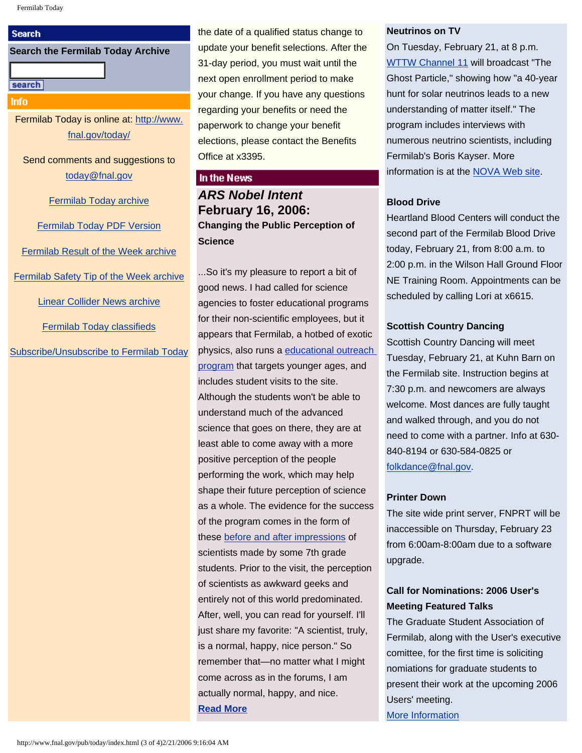## Search

**Search the Fermilab Today Archive**

search

## Info

Fermilab Today is online at: http://www.fnal.gov/today/

Send comments and suggestions to today@fnal.gov

Fermilab Today archive

Fermilab Today PDF Version

Fermilab Result of the Week archive

Fermilab Safety Tip of the Week archive

Linear Collider News archive

Fermilab Today classifieds

Subscribe/Unsubscribe to Fermilab Today

the date of a qualified status change to update your benefit selections. After the 31-day period, you must wait until the next open enrollment period to make your change. If you have any questions regarding your benefits or need the paperwork to change your benefit elections, please contact the Benefits Office at x3395.

## In the News

### *ARS Nobel Intent* February 16, 2006:

**Changing the Public Perception of Science**

...So it's my pleasure to report a bit of good news. I had called for science agencies to foster educational programs for their non-scientific employees, but it appears that Fermilab, a hotbed of exotic physics, also runs a educational outreach program that targets younger ages, and includes student visits to the site. Although the students won't be able to understand much of the advanced science that goes on there, they are at least able to come away with a more positive perception of the people performing the work, which may help shape their future perception of science as a whole. The evidence for the success of the program comes in the form of these before and after impressions of scientists made by some 7th grade students. Prior to the visit, the perception of scientists as awkward geeks and entirely not of this world predominated. After, well, you can read for yourself. I'll just share my favorite: "A scientist, truly, is a normal, happy, nice person." So remember that—no matter what I might come across as in the forums, I am actually normal, happy, and nice.

**Read More**

**Neutrinos on TV**

On Tuesday, February 21, at 8 p.m. WTTW Channel 11 will broadcast "The Ghost Particle," showing how "a 40-year hunt for solar neutrinos leads to a new understanding of matter itself." The program includes interviews with numerous neutrino scientists, including Fermilab's Boris Kayser. More information is at the NOVA Web site.

**Blood Drive**

Heartland Blood Centers will conduct the second part of the Fermilab Blood Drive today, February 21, from 8:00 a.m. to 2:00 p.m. in the Wilson Hall Ground Floor NE Training Room. Appointments can be scheduled by calling Lori at x6615.

**Scottish Country Dancing**

Scottish Country Dancing will meet Tuesday, February 21, at Kuhn Barn on the Fermilab site. Instruction begins at 7:30 p.m. and newcomers are always welcome. Most dances are fully taught and walked through, and you do not need to come with a partner. Info at 630-840-8194 or 630-584-0825 or folkdance@fnal.gov.

**Printer Down**

The site wide print server, FNPRT will be inaccessible on Thursday, February 23 from 6:00am-8:00am due to a software upgrade.

**Call for Nominations: 2006 User's Meeting Featured Talks**

The Graduate Student Association of Fermilab, along with the User's executive comittee, for the first time is soliciting nomiations for graduate students to present their work at the upcoming 2006 Users' meeting.

More Information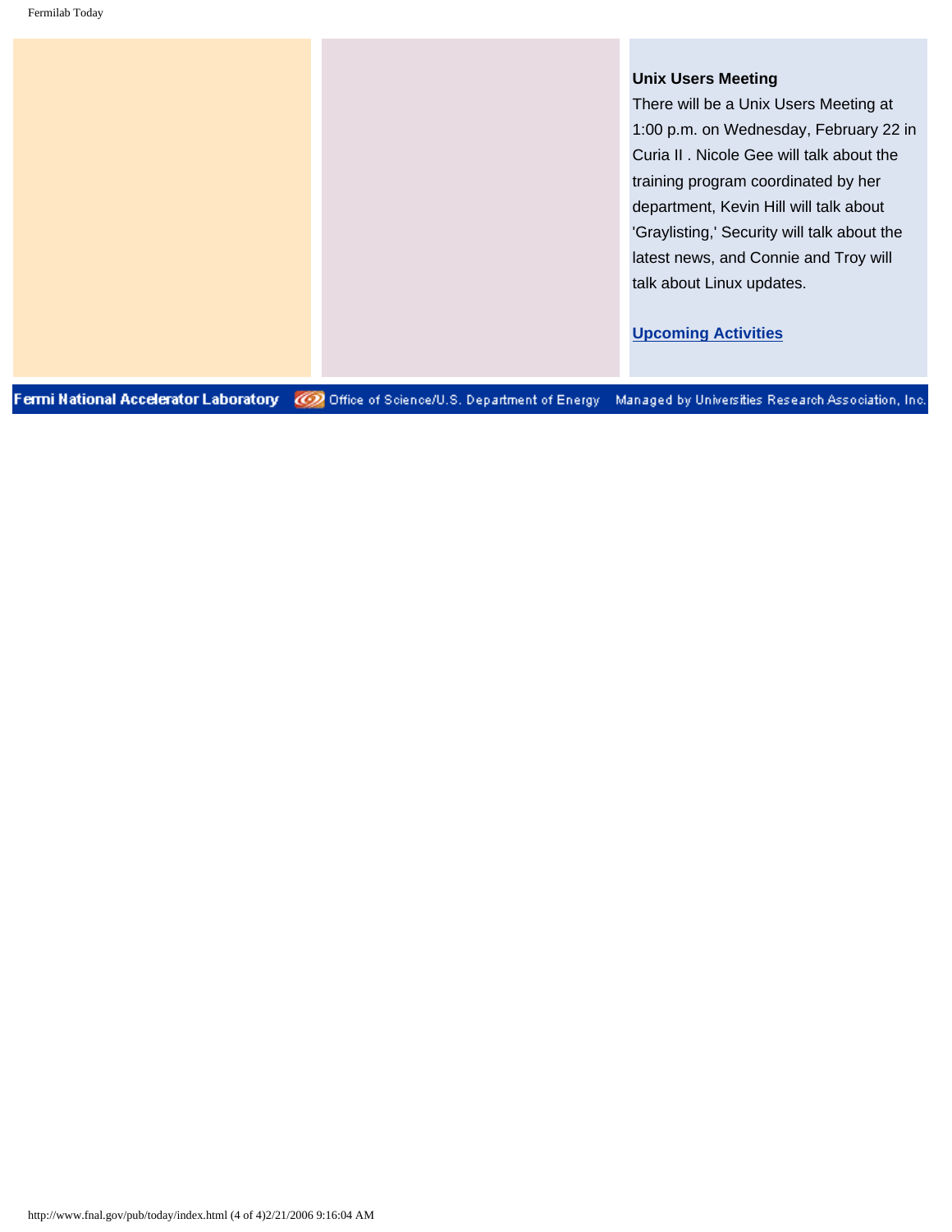**Unix Users Meeting**

There will be a Unix Users Meeting at 1:00 p.m. on Wednesday, February 22 in Curia II . Nicole Gee will talk about the training program coordinated by her department, Kevin Hill will talk about 'Graylisting,' Security will talk about the latest news, and Connie and Troy will talk about Linux updates.

**Upcoming Activities**

Fermi National Accelerator Laboratory Office of Science/U.S. Department of Energy Managed by Universities Research Association, Inc.